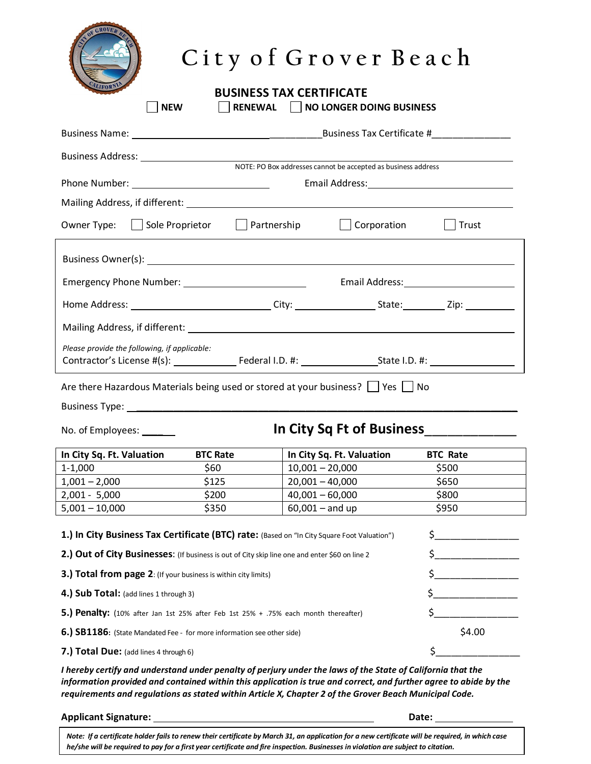# City of Grover Beach

## BUSINESS TAX CERTIFICATE

☐ NEW ☐ RENEWAL ☐ NO LONGER DOING BUSINESS

Business Name: ______________________________ Business Tax Certificate #______________

Business Address: ______________________________________________

NOTE: PO Box addresses cannot be accepted as business address

Phone Number: ______________________ Email Address: ______________________

Mailing Address, if different: ______________________________________________

Owner Type: ☐ Sole Proprietor ☐ Partnership ☐ Corporation ☐ Trust

Business Owner(s): ______________________________________________

Emergency Phone Number: ______________________ Email Address: ______________________

Home Address: ______________________ City: ______________ State: ________ Zip: __________

Mailing Address, if different: ______________________________________________

*Please provide the following, if applicable:*

Contractor's License #(s): ____________ Federal I.D. #: ______________ State I.D. #: ________________

Are there Hazardous Materials being used or stored at your business? ☐ Yes ☐ No

Business Type: ______________________________________________

No. of Employees: _____

**In City Sq Ft of Business**_____________

| In City Sq. Ft. Valuation | BTC Rate | In City Sq. Ft. Valuation | BTC Rate |
|---|---|---|---|
| 1-1,000 | $60 | 10,001 – 20,000 | $500 |
| 1,001 – 2,000 | $125 | 20,001 – 40,000 | $650 |
| 2,001 - 5,000 | $200 | 40,001 – 60,000 | $800 |
| 5,001 – 10,000 | $350 | 60,001 – and up | $950 |

**1.) In City Business Tax Certificate (BTC) rate:** (Based on "In City Square Foot Valuation") $________________

**2.) Out of City Businesses**: (If business is out of City skip line one and enter $60 on line 2 $________________

**3.) Total from page 2**: (If your business is within city limits) $________________

**4.) Sub Total:** (add lines 1 through 3) $________________

**5.) Penalty:** (10% after Jan 1st 25% after Feb 1st 25% + .75% each month thereafter) $________________

**6.) SB1186**: (State Mandated Fee - for more information see other side) $4.00

**7.) Total Due:** (add lines 4 through 6) $________________

***I hereby certify and understand under penalty of perjury under the laws of the State of California that the information provided and contained within this application is true and correct, and further agree to abide by the requirements and regulations as stated within Article X, Chapter 2 of the Grover Beach Municipal Code.***

**Applicant Signature:** ________________________________________ **Date:** ________________

***Note: If a certificate holder fails to renew their certificate by March 31, an application for a new certificate will be required, in which case he/she will be required to pay for a first year certificate and fire inspection. Businesses in violation are subject to citation.***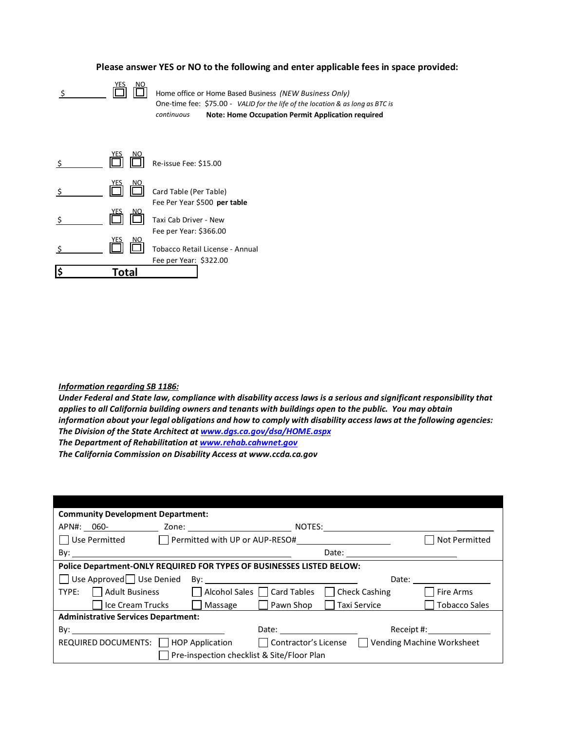**Please answer YES or NO to the following and enter applicable fees in space provided:**

| | | | |
|---|---|---|---|
| $ ________ | YES ☐ | NO ☐ | Home office or Home Based Business *(NEW Business Only)* One-time fee: $75.00 - *VALID for the life of the location & as long as BTC is continuous* **Note: Home Occupation Permit Application required** |
| $ ________ | YES ☐ | NO ☐ | Re-issue Fee: $15.00 |
| $ ________ | YES ☐ | NO ☐ | Card Table (Per Table) Fee Per Year $500 **per table** |
| $ ________ | YES ☐ | NO ☐ | Taxi Cab Driver - New Fee per Year: $366.00 |
| $ ________ | YES ☐ | NO ☐ | Tobacco Retail License - Annual Fee per Year: $322.00 |
| **$** | **Total** | | |

***Information regarding SB 1186:***

***Under Federal and State law, compliance with disability access laws is a serious and significant responsibility that applies to all California building owners and tenants with buildings open to the public. You may obtain information about your legal obligations and how to comply with disability access laws at the following agencies:***

***The Division of the State Architect at www.dgs.ca.gov/dsa/HOME.aspx***

***The Department of Rehabilitation at www.rehab.cahwnet.gov***

***The California Commission on Disability Access at www.ccda.ca.gov***

---

**Community Development Department:**

APN#: 060-__________ Zone: __________ NOTES: __________

☐ Use Permitted ☐ Permitted with UP or AUP-RESO# __________ ☐ Not Permitted

By: __________ Date: __________

**Police Department-ONLY REQUIRED FOR TYPES OF BUSINESSES LISTED BELOW:**

☐ Use Approved ☐ Use Denied By: __________ Date: __________

TYPE: ☐ Adult Business ☐ Alcohol Sales ☐ Card Tables ☐ Check Cashing ☐ Fire Arms

☐ Ice Cream Trucks ☐ Massage ☐ Pawn Shop ☐ Taxi Service ☐ Tobacco Sales

**Administrative Services Department:**

By: __________ Date: __________ Receipt #: __________

REQUIRED DOCUMENTS: ☐ HOP Application ☐ Contractor's License ☐ Vending Machine Worksheet

☐ Pre-inspection checklist & Site/Floor Plan